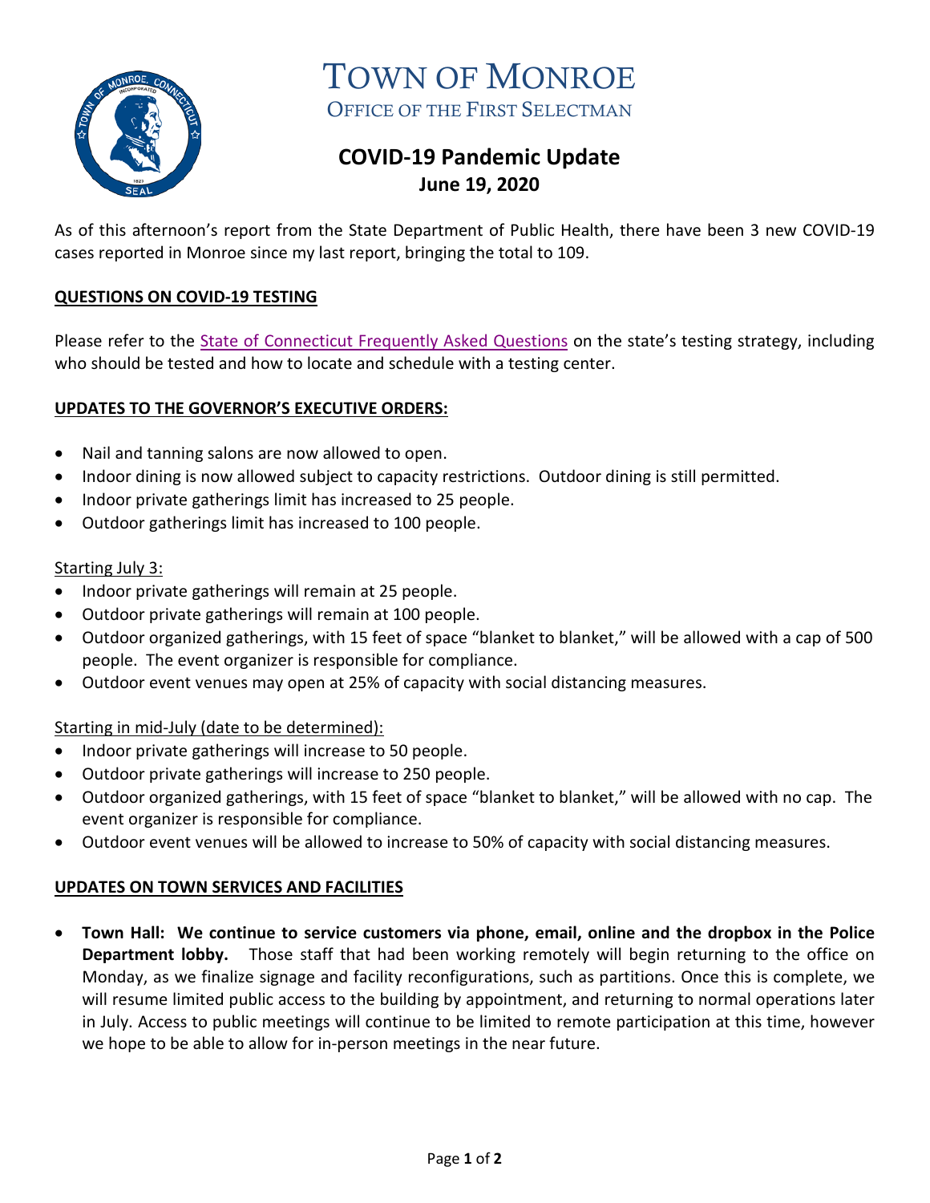# TOWN OF MONROE

OFFICE OF THE FIRST SELECTMAN

## COVID-19 Pandemic Update
**June 19, 2020**

As of this afternoon's report from the State Department of Public Health, there have been 3 new COVID-19 cases reported in Monroe since my last report, bringing the total to 109.

### QUESTIONS ON COVID-19 TESTING

Please refer to the State of Connecticut Frequently Asked Questions on the state's testing strategy, including who should be tested and how to locate and schedule with a testing center.

### UPDATES TO THE GOVERNOR'S EXECUTIVE ORDERS:

- Nail and tanning salons are now allowed to open.
- Indoor dining is now allowed subject to capacity restrictions. Outdoor dining is still permitted.
- Indoor private gatherings limit has increased to 25 people.
- Outdoor gatherings limit has increased to 100 people.

Starting July 3:

- Indoor private gatherings will remain at 25 people.
- Outdoor private gatherings will remain at 100 people.
- Outdoor organized gatherings, with 15 feet of space "blanket to blanket," will be allowed with a cap of 500 people. The event organizer is responsible for compliance.
- Outdoor event venues may open at 25% of capacity with social distancing measures.

Starting in mid-July (date to be determined):

- Indoor private gatherings will increase to 50 people.
- Outdoor private gatherings will increase to 250 people.
- Outdoor organized gatherings, with 15 feet of space "blanket to blanket," will be allowed with no cap. The event organizer is responsible for compliance.
- Outdoor event venues will be allowed to increase to 50% of capacity with social distancing measures.

### UPDATES ON TOWN SERVICES AND FACILITIES

- **Town Hall: We continue to service customers via phone, email, online and the dropbox in the Police Department lobby.** Those staff that had been working remotely will begin returning to the office on Monday, as we finalize signage and facility reconfigurations, such as partitions. Once this is complete, we will resume limited public access to the building by appointment, and returning to normal operations later in July. Access to public meetings will continue to be limited to remote participation at this time, however we hope to be able to allow for in-person meetings in the near future.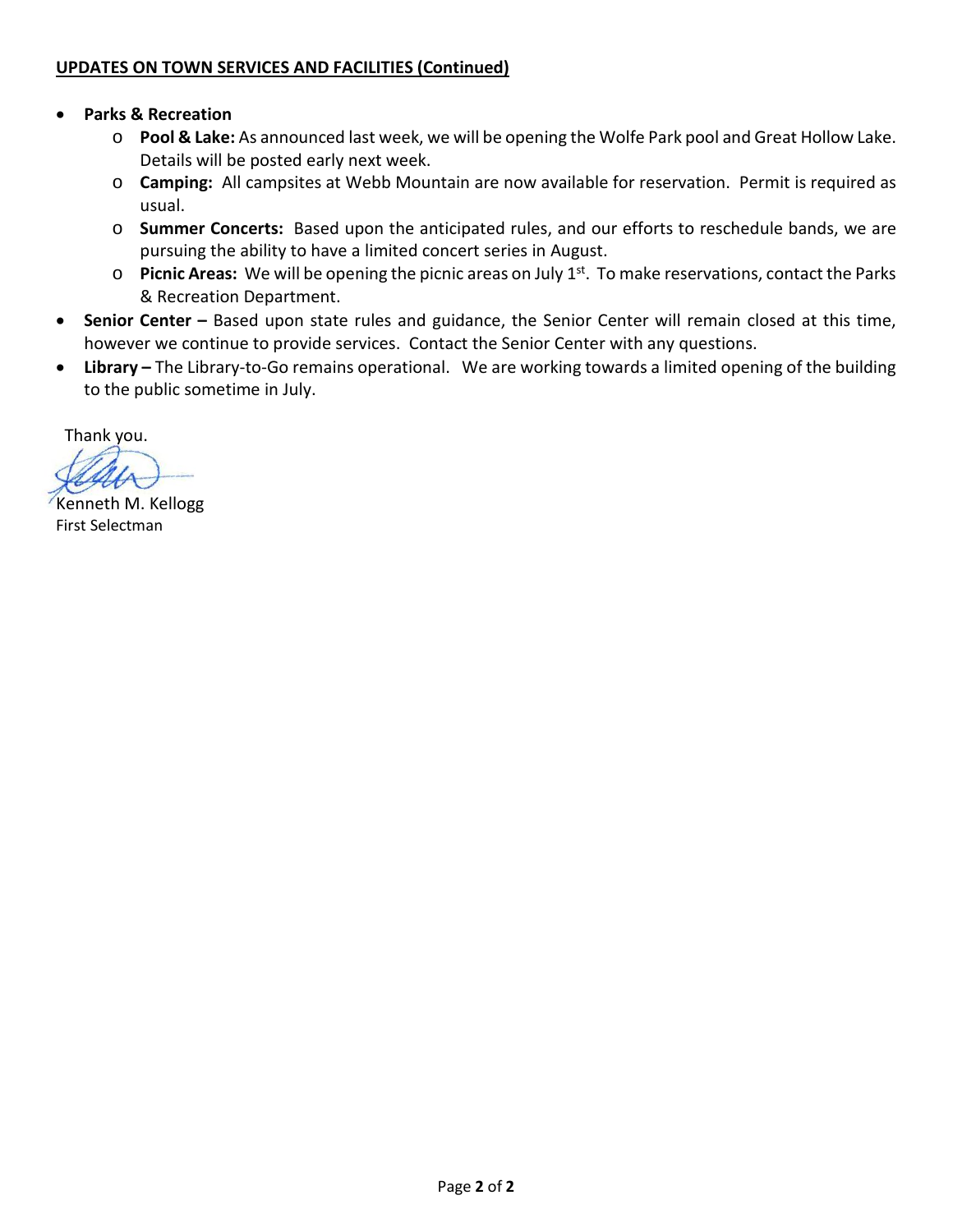**UPDATES ON TOWN SERVICES AND FACILITIES (Continued)**

- **Parks & Recreation**
  - **Pool & Lake:** As announced last week, we will be opening the Wolfe Park pool and Great Hollow Lake. Details will be posted early next week.
  - **Camping:** All campsites at Webb Mountain are now available for reservation. Permit is required as usual.
  - **Summer Concerts:** Based upon the anticipated rules, and our efforts to reschedule bands, we are pursuing the ability to have a limited concert series in August.
  - **Picnic Areas:** We will be opening the picnic areas on July 1st. To make reservations, contact the Parks & Recreation Department.
- **Senior Center –** Based upon state rules and guidance, the Senior Center will remain closed at this time, however we continue to provide services. Contact the Senior Center with any questions.
- **Library –** The Library-to-Go remains operational. We are working towards a limited opening of the building to the public sometime in July.

Thank you.

Kenneth M. Kellogg
First Selectman